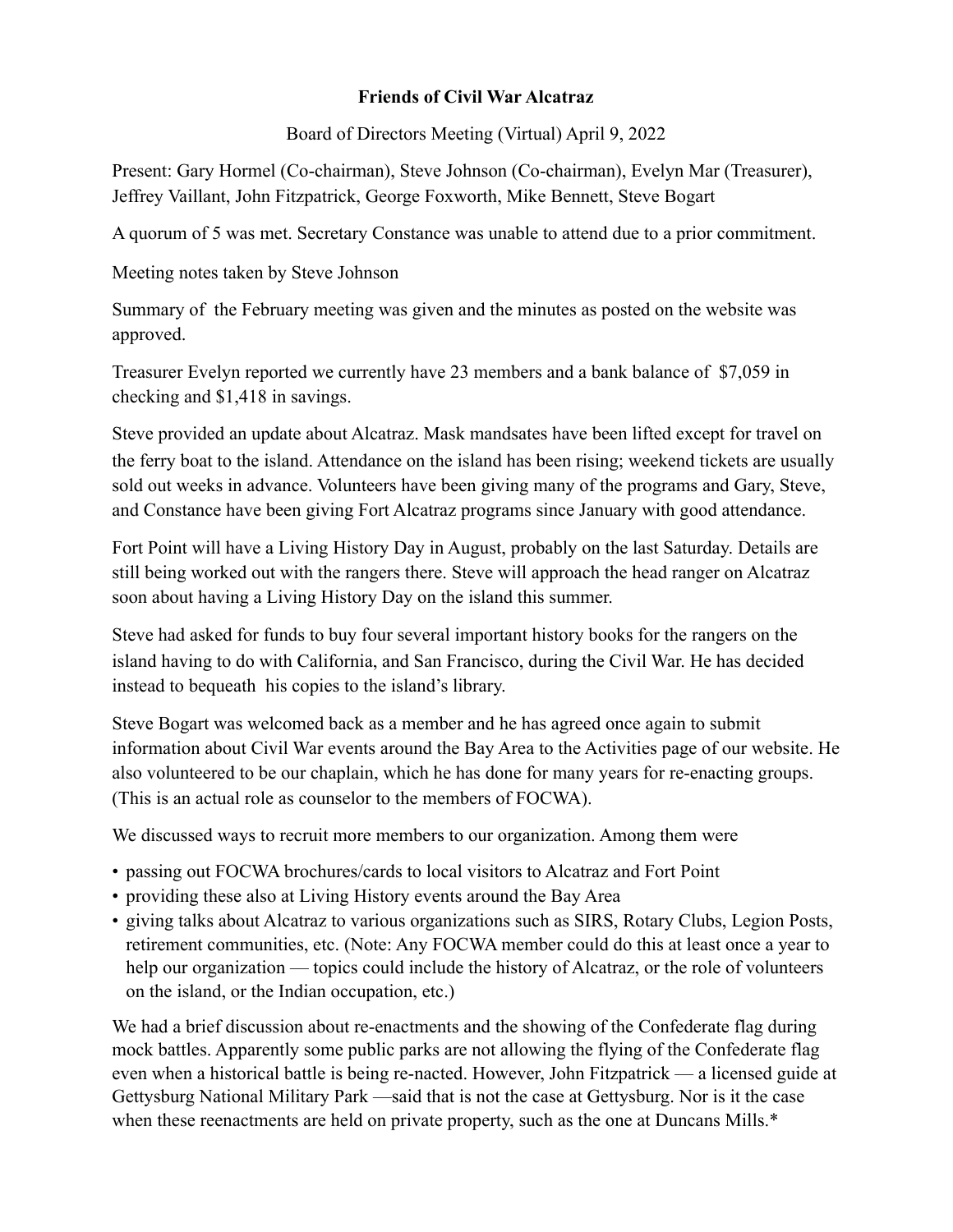**Friends of Civil War Alcatraz**

Board of Directors Meeting (Virtual) April 9, 2022

Present: Gary Hormel (Co-chairman), Steve Johnson (Co-chairman), Evelyn Mar (Treasurer), Jeffrey Vaillant, John Fitzpatrick, George Foxworth, Mike Bennett, Steve Bogart

A quorum of 5 was met. Secretary Constance was unable to attend due to a prior commitment.

Meeting notes taken by Steve Johnson

Summary of the February meeting was given and the minutes as posted on the website was approved.

Treasurer Evelyn reported we currently have 23 members and a bank balance of $7,059 in checking and $1,418 in savings.

Steve provided an update about Alcatraz. Mask mandsates have been lifted except for travel on the ferry boat to the island. Attendance on the island has been rising; weekend tickets are usually sold out weeks in advance. Volunteers have been giving many of the programs and Gary, Steve, and Constance have been giving Fort Alcatraz programs since January with good attendance.

Fort Point will have a Living History Day in August, probably on the last Saturday. Details are still being worked out with the rangers there. Steve will approach the head ranger on Alcatraz soon about having a Living History Day on the island this summer.

Steve had asked for funds to buy four several important history books for the rangers on the island having to do with California, and San Francisco, during the Civil War. He has decided instead to bequeath his copies to the island's library.

Steve Bogart was welcomed back as a member and he has agreed once again to submit information about Civil War events around the Bay Area to the Activities page of our website. He also volunteered to be our chaplain, which he has done for many years for re-enacting groups. (This is an actual role as counselor to the members of FOCWA).

We discussed ways to recruit more members to our organization. Among them were

- passing out FOCWA brochures/cards to local visitors to Alcatraz and Fort Point
- providing these also at Living History events around the Bay Area
- giving talks about Alcatraz to various organizations such as SIRS, Rotary Clubs, Legion Posts, retirement communities, etc. (Note: Any FOCWA member could do this at least once a year to help our organization — topics could include the history of Alcatraz, or the role of volunteers on the island, or the Indian occupation, etc.)

We had a brief discussion about re-enactments and the showing of the Confederate flag during mock battles. Apparently some public parks are not allowing the flying of the Confederate flag even when a historical battle is being re-nacted. However, John Fitzpatrick — a licensed guide at Gettysburg National Military Park —said that is not the case at Gettysburg. Nor is it the case when these reenactments are held on private property, such as the one at Duncans Mills.*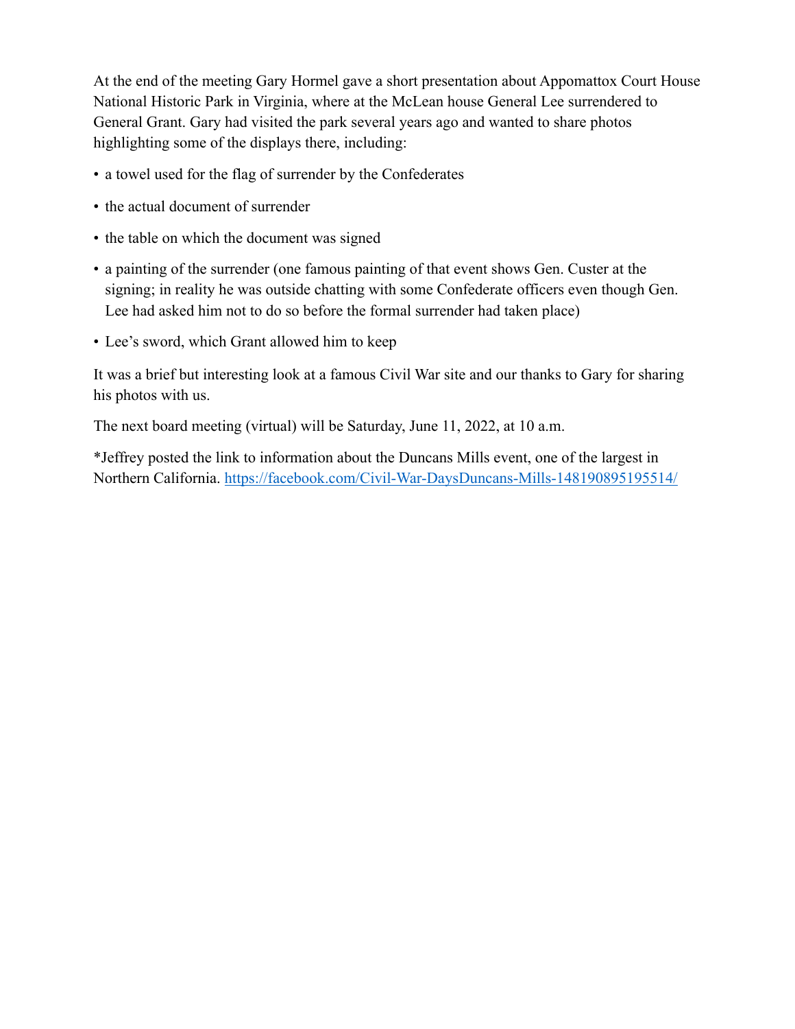At the end of the meeting Gary Hormel gave a short presentation about Appomattox Court House National Historic Park in Virginia, where at the McLean house General Lee surrendered to General Grant. Gary had visited the park several years ago and wanted to share photos highlighting some of the displays there, including:

- a towel used for the flag of surrender by the Confederates
- the actual document of surrender
- the table on which the document was signed
- a painting of the surrender (one famous painting of that event shows Gen. Custer at the signing; in reality he was outside chatting with some Confederate officers even though Gen. Lee had asked him not to do so before the formal surrender had taken place)
- Lee's sword, which Grant allowed him to keep

It was a brief but interesting look at a famous Civil War site and our thanks to Gary for sharing his photos with us.

The next board meeting (virtual) will be Saturday, June 11, 2022, at 10 a.m.

*Jeffrey posted the link to information about the Duncans Mills event, one of the largest in Northern California. [https://facebook.com/Civil-War-DaysDuncans-Mills-148190895195514/](https://facebook.com/Civil-War-DaysDuncans-Mills-148190895195514/)